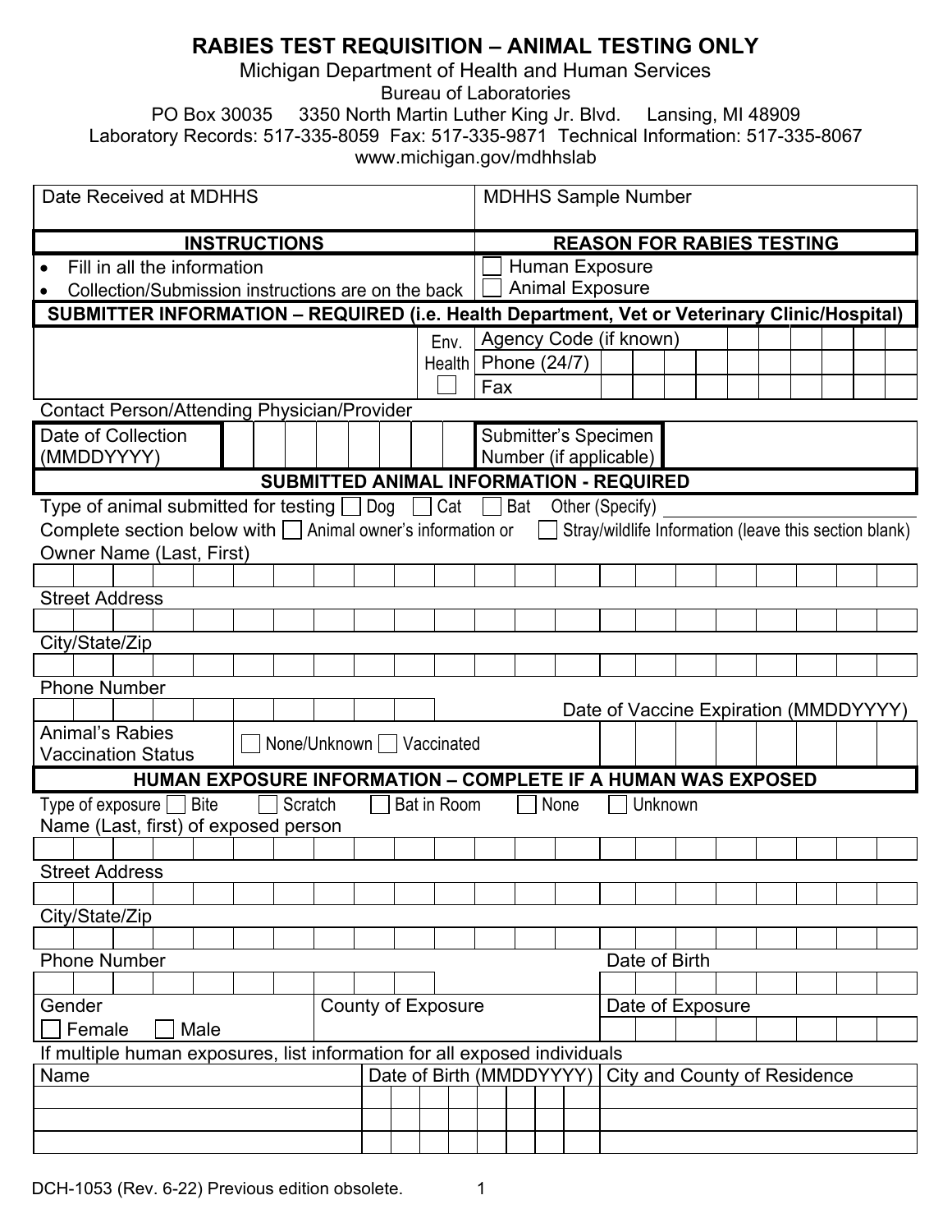# RABIES TEST REQUISITION – ANIMAL TESTING ONLY

Michigan Department of Health and Human Services
Bureau of Laboratories
PO Box 30035  3350 North Martin Luther King Jr. Blvd.  Lansing, MI 48909
Laboratory Records: 517-335-8059  Fax: 517-335-9871  Technical Information: 517-335-8067
www.michigan.gov/mdhhslab

| Date Received at MDHHS | MDHHS Sample Number |
|---|---|
| | |

| INSTRUCTIONS | REASON FOR RABIES TESTING |
|---|---|
| • Fill in all the information<br>• Collection/Submission instructions are on the back | ☐ Human Exposure<br>☐ Animal Exposure |

## SUBMITTER INFORMATION – REQUIRED (i.e. Health Department, Vet or Veterinary Clinic/Hospital)

| | Env. Health ☐ | Agency Code (if known) |
|---|---|---|
| | | Phone (24/7) |
| | | Fax |

Contact Person/Attending Physician/Provider

| Date of Collection (MMDDYYYY) | | Submitter's Specimen Number (if applicable) | |
|---|---|---|---|

## SUBMITTED ANIMAL INFORMATION - REQUIRED

Type of animal submitted for testing ☐ Dog ☐ Cat ☐ Bat Other (Specify) ____________

Complete section below with ☐ Animal owner's information or ☐ Stray/wildlife Information (leave this section blank)

Owner Name (Last, First)

Street Address

City/State/Zip

Phone Number

Date of Vaccine Expiration (MMDDYYYY)

Animal's Rabies Vaccination Status ☐ None/Unknown ☐ Vaccinated

## HUMAN EXPOSURE INFORMATION – COMPLETE IF A HUMAN WAS EXPOSED

Type of exposure ☐ Bite ☐ Scratch ☐ Bat in Room ☐ None ☐ Unknown

Name (Last, first) of exposed person

Street Address

City/State/Zip

Phone Number

Date of Birth

| Gender | County of Exposure | Date of Exposure |
|---|---|---|
| ☐ Female ☐ Male | | |

If multiple human exposures, list information for all exposed individuals

| Name | Date of Birth (MMDDYYYY) | City and County of Residence |
|---|---|---|
| | | |
| | | |
| | | |

DCH-1053 (Rev. 6-22) Previous edition obsolete.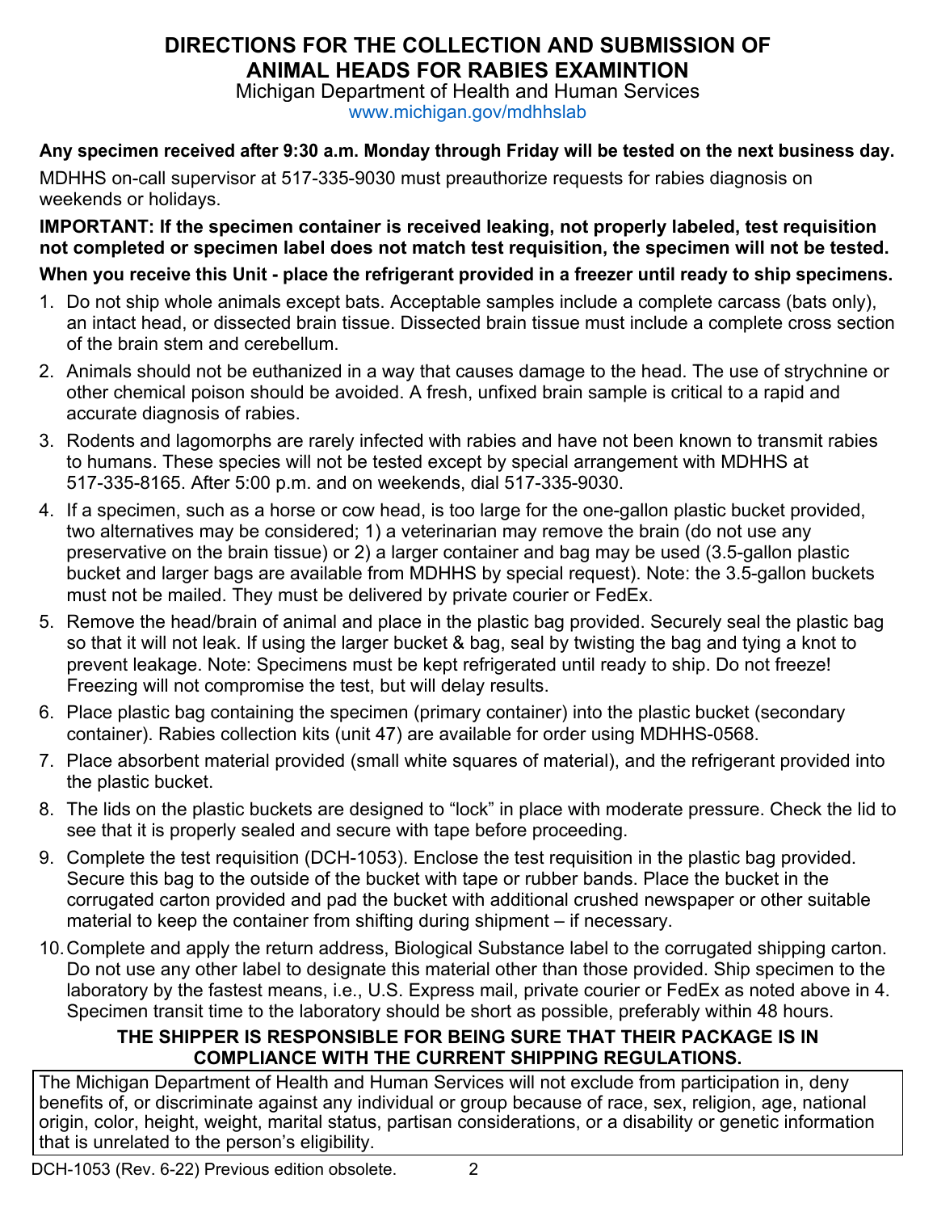# DIRECTIONS FOR THE COLLECTION AND SUBMISSION OF ANIMAL HEADS FOR RABIES EXAMINTION

Michigan Department of Health and Human Services
www.michigan.gov/mdhhslab

**Any specimen received after 9:30 a.m. Monday through Friday will be tested on the next business day.**

MDHHS on-call supervisor at 517-335-9030 must preauthorize requests for rabies diagnosis on weekends or holidays.

**IMPORTANT: If the specimen container is received leaking, not properly labeled, test requisition not completed or specimen label does not match test requisition, the specimen will not be tested.**

**When you receive this Unit - place the refrigerant provided in a freezer until ready to ship specimens.**

1. Do not ship whole animals except bats. Acceptable samples include a complete carcass (bats only), an intact head, or dissected brain tissue. Dissected brain tissue must include a complete cross section of the brain stem and cerebellum.
2. Animals should not be euthanized in a way that causes damage to the head. The use of strychnine or other chemical poison should be avoided. A fresh, unfixed brain sample is critical to a rapid and accurate diagnosis of rabies.
3. Rodents and lagomorphs are rarely infected with rabies and have not been known to transmit rabies to humans. These species will not be tested except by special arrangement with MDHHS at 517-335-8165. After 5:00 p.m. and on weekends, dial 517-335-9030.
4. If a specimen, such as a horse or cow head, is too large for the one-gallon plastic bucket provided, two alternatives may be considered; 1) a veterinarian may remove the brain (do not use any preservative on the brain tissue) or 2) a larger container and bag may be used (3.5-gallon plastic bucket and larger bags are available from MDHHS by special request). Note: the 3.5-gallon buckets must not be mailed. They must be delivered by private courier or FedEx.
5. Remove the head/brain of animal and place in the plastic bag provided. Securely seal the plastic bag so that it will not leak. If using the larger bucket & bag, seal by twisting the bag and tying a knot to prevent leakage. Note: Specimens must be kept refrigerated until ready to ship. Do not freeze! Freezing will not compromise the test, but will delay results.
6. Place plastic bag containing the specimen (primary container) into the plastic bucket (secondary container). Rabies collection kits (unit 47) are available for order using MDHHS-0568.
7. Place absorbent material provided (small white squares of material), and the refrigerant provided into the plastic bucket.
8. The lids on the plastic buckets are designed to "lock" in place with moderate pressure. Check the lid to see that it is properly sealed and secure with tape before proceeding.
9. Complete the test requisition (DCH-1053). Enclose the test requisition in the plastic bag provided. Secure this bag to the outside of the bucket with tape or rubber bands. Place the bucket in the corrugated carton provided and pad the bucket with additional crushed newspaper or other suitable material to keep the container from shifting during shipment – if necessary.
10. Complete and apply the return address, Biological Substance label to the corrugated shipping carton. Do not use any other label to designate this material other than those provided. Ship specimen to the laboratory by the fastest means, i.e., U.S. Express mail, private courier or FedEx as noted above in 4. Specimen transit time to the laboratory should be short as possible, preferably within 48 hours.

**THE SHIPPER IS RESPONSIBLE FOR BEING SURE THAT THEIR PACKAGE IS IN COMPLIANCE WITH THE CURRENT SHIPPING REGULATIONS.**

The Michigan Department of Health and Human Services will not exclude from participation in, deny benefits of, or discriminate against any individual or group because of race, sex, religion, age, national origin, color, height, weight, marital status, partisan considerations, or a disability or genetic information that is unrelated to the person's eligibility.

DCH-1053 (Rev. 6-22) Previous edition obsolete.